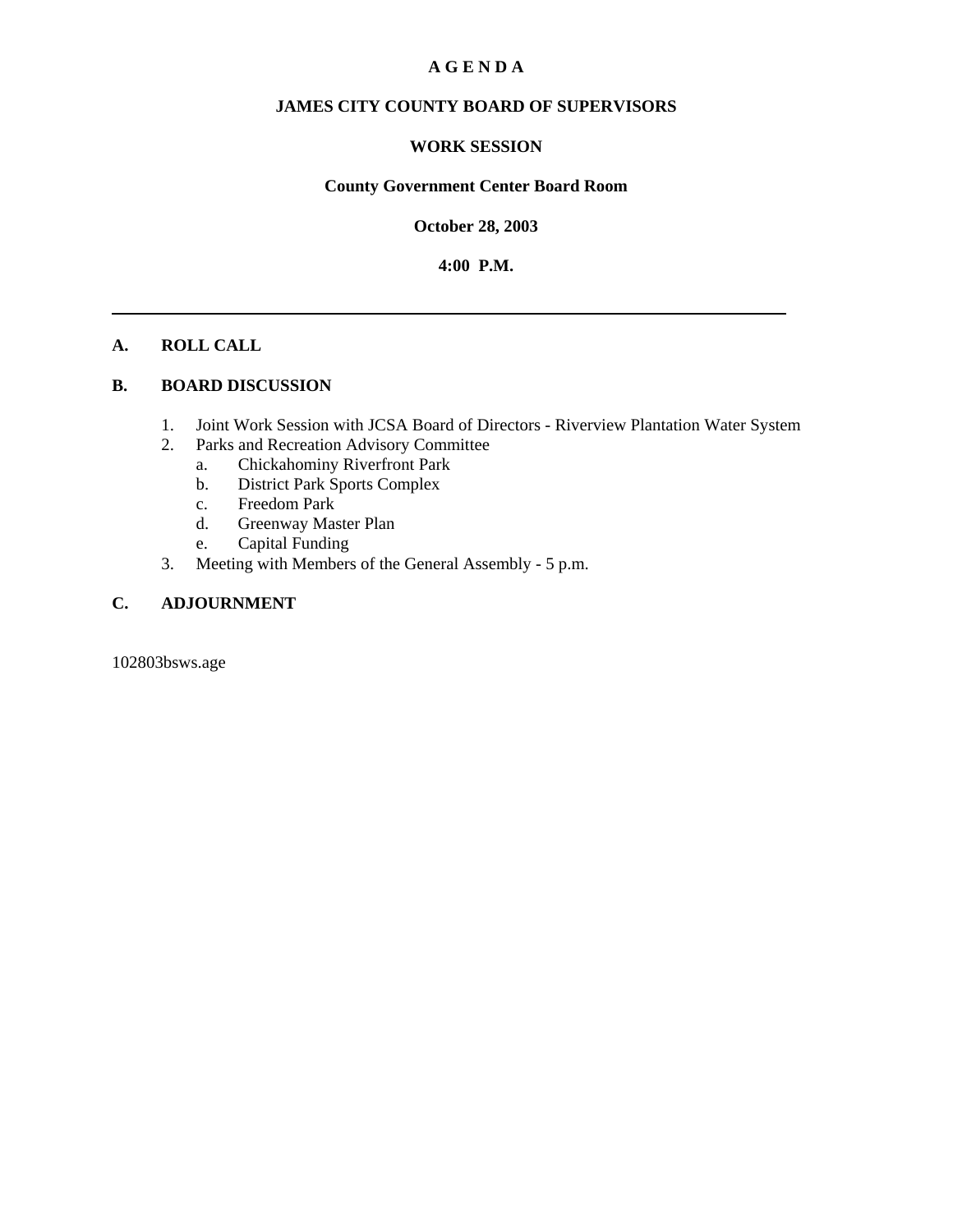# A G E N D A

## JAMES CITY COUNTY BOARD OF SUPERVISORS

## WORK SESSION

**County Government Center Board Room**

**October 28, 2003**

**4:00 P.M.**

---

**A. ROLL CALL**

**B. BOARD DISCUSSION**

1. Joint Work Session with JCSA Board of Directors - Riverview Plantation Water System
2. Parks and Recreation Advisory Committee
   a. Chickahominy Riverfront Park
   b. District Park Sports Complex
   c. Freedom Park
   d. Greenway Master Plan
   e. Capital Funding
3. Meeting with Members of the General Assembly - 5 p.m.

**C. ADJOURNMENT**

102803bsws.age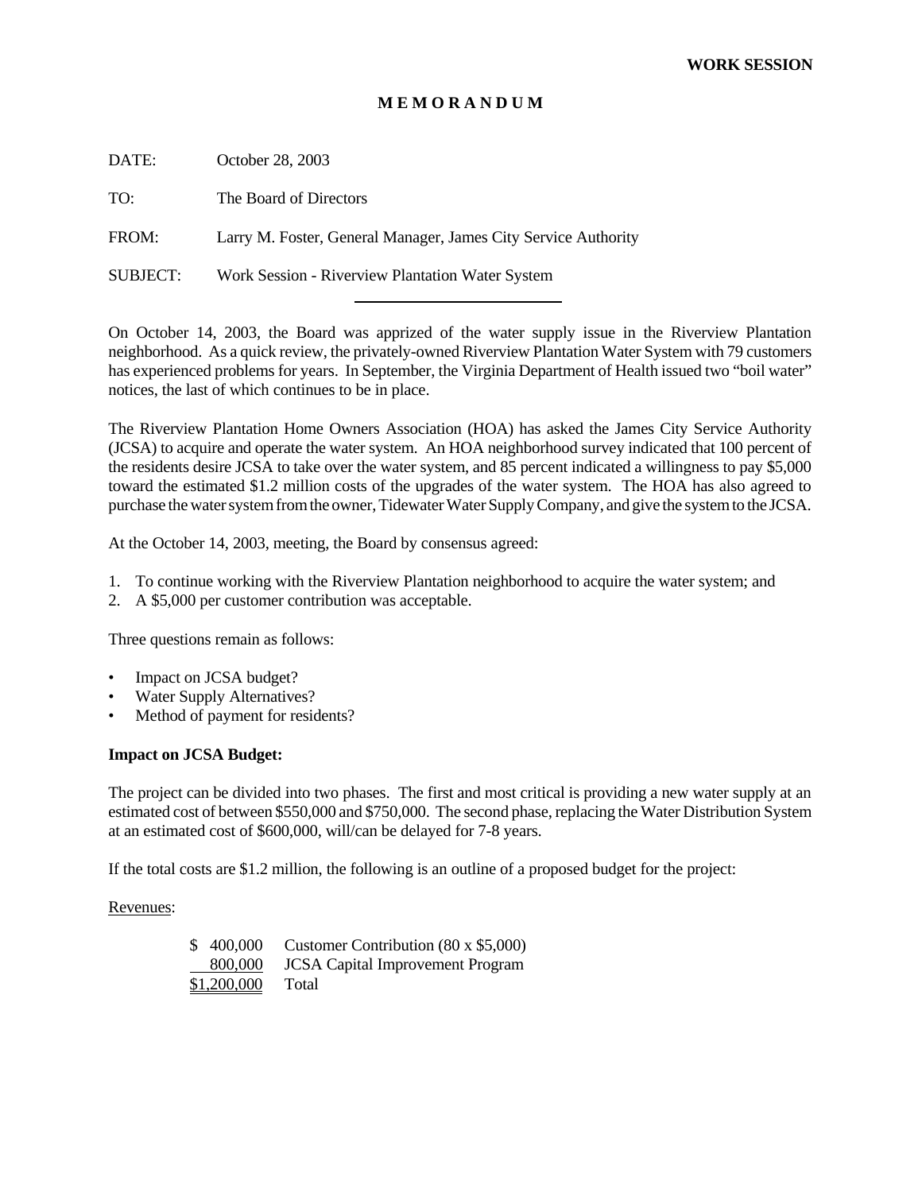**WORK SESSION**

**M E M O R A N D U M**

DATE: October 28, 2003

TO: The Board of Directors

FROM: Larry M. Foster, General Manager, James City Service Authority

SUBJECT: Work Session - Riverview Plantation Water System

---

On October 14, 2003, the Board was apprized of the water supply issue in the Riverview Plantation neighborhood. As a quick review, the privately-owned Riverview Plantation Water System with 79 customers has experienced problems for years. In September, the Virginia Department of Health issued two "boil water" notices, the last of which continues to be in place.

The Riverview Plantation Home Owners Association (HOA) has asked the James City Service Authority (JCSA) to acquire and operate the water system. An HOA neighborhood survey indicated that 100 percent of the residents desire JCSA to take over the water system, and 85 percent indicated a willingness to pay $5,000 toward the estimated $1.2 million costs of the upgrades of the water system. The HOA has also agreed to purchase the water system from the owner, Tidewater Water Supply Company, and give the system to the JCSA.

At the October 14, 2003, meeting, the Board by consensus agreed:

1. To continue working with the Riverview Plantation neighborhood to acquire the water system; and
2. A $5,000 per customer contribution was acceptable.

Three questions remain as follows:

- Impact on JCSA budget?
- Water Supply Alternatives?
- Method of payment for residents?

**Impact on JCSA Budget:**

The project can be divided into two phases. The first and most critical is providing a new water supply at an estimated cost of between $550,000 and $750,000. The second phase, replacing the Water Distribution System at an estimated cost of $600,000, will/can be delayed for 7-8 years.

If the total costs are $1.2 million, the following is an outline of a proposed budget for the project:

<u>Revenues</u>:

| | |
|---|---|
| $ 400,000 | Customer Contribution (80 x $5,000) |
| 800,000 | JCSA Capital Improvement Program |
| $1,200,000 | Total |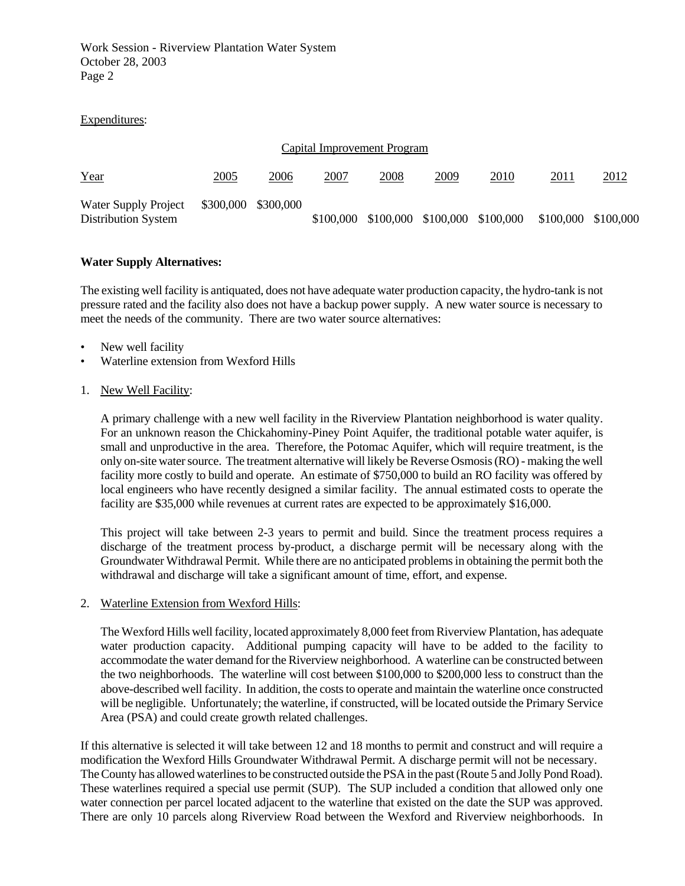Expenditures:

| Capital Improvement Program | | | | | | | | |
|---|---|---|---|---|---|---|---|---|
| Year | 2005 | 2006 | 2007 | 2008 | 2009 | 2010 | 2011 | 2012 |
| Water Supply Project | $300,000 | $300,000 | | | | | | |
| Distribution System | | | $100,000 | $100,000 | $100,000 | $100,000 | $100,000 | $100,000 |

**Water Supply Alternatives:**

The existing well facility is antiquated, does not have adequate water production capacity, the hydro-tank is not pressure rated and the facility also does not have a backup power supply. A new water source is necessary to meet the needs of the community. There are two water source alternatives:

- New well facility
- Waterline extension from Wexford Hills

1. New Well Facility:

   A primary challenge with a new well facility in the Riverview Plantation neighborhood is water quality. For an unknown reason the Chickahominy-Piney Point Aquifer, the traditional potable water aquifer, is small and unproductive in the area. Therefore, the Potomac Aquifer, which will require treatment, is the only on-site water source. The treatment alternative will likely be Reverse Osmosis (RO) - making the well facility more costly to build and operate. An estimate of $750,000 to build an RO facility was offered by local engineers who have recently designed a similar facility. The annual estimated costs to operate the facility are $35,000 while revenues at current rates are expected to be approximately $16,000.

   This project will take between 2-3 years to permit and build. Since the treatment process requires a discharge of the treatment process by-product, a discharge permit will be necessary along with the Groundwater Withdrawal Permit. While there are no anticipated problems in obtaining the permit both the withdrawal and discharge will take a significant amount of time, effort, and expense.

2. Waterline Extension from Wexford Hills:

   The Wexford Hills well facility, located approximately 8,000 feet from Riverview Plantation, has adequate water production capacity. Additional pumping capacity will have to be added to the facility to accommodate the water demand for the Riverview neighborhood. A waterline can be constructed between the two neighborhoods. The waterline will cost between $100,000 to $200,000 less to construct than the above-described well facility. In addition, the costs to operate and maintain the waterline once constructed will be negligible. Unfortunately; the waterline, if constructed, will be located outside the Primary Service Area (PSA) and could create growth related challenges.

If this alternative is selected it will take between 12 and 18 months to permit and construct and will require a modification the Wexford Hills Groundwater Withdrawal Permit. A discharge permit will not be necessary. The County has allowed waterlines to be constructed outside the PSA in the past (Route 5 and Jolly Pond Road). These waterlines required a special use permit (SUP). The SUP included a condition that allowed only one water connection per parcel located adjacent to the waterline that existed on the date the SUP was approved. There are only 10 parcels along Riverview Road between the Wexford and Riverview neighborhoods. In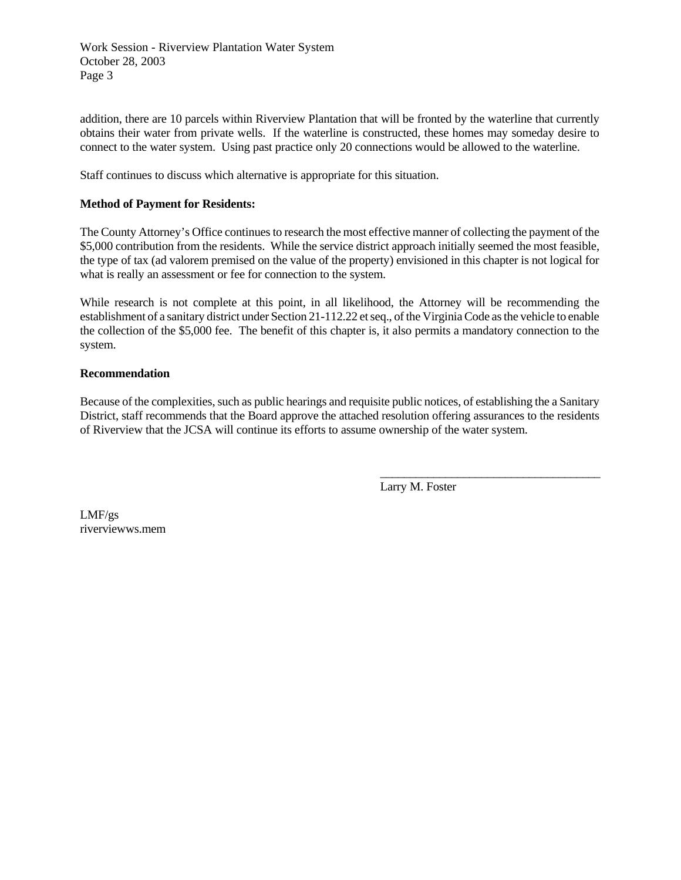addition, there are 10 parcels within Riverview Plantation that will be fronted by the waterline that currently obtains their water from private wells. If the waterline is constructed, these homes may someday desire to connect to the water system. Using past practice only 20 connections would be allowed to the waterline.

Staff continues to discuss which alternative is appropriate for this situation.

**Method of Payment for Residents:**

The County Attorney's Office continues to research the most effective manner of collecting the payment of the $5,000 contribution from the residents. While the service district approach initially seemed the most feasible, the type of tax (ad valorem premised on the value of the property) envisioned in this chapter is not logical for what is really an assessment or fee for connection to the system.

While research is not complete at this point, in all likelihood, the Attorney will be recommending the establishment of a sanitary district under Section 21-112.22 et seq., of the Virginia Code as the vehicle to enable the collection of the $5,000 fee. The benefit of this chapter is, it also permits a mandatory connection to the system.

**Recommendation**

Because of the complexities, such as public hearings and requisite public notices, of establishing the a Sanitary District, staff recommends that the Board approve the attached resolution offering assurances to the residents of Riverview that the JCSA will continue its efforts to assume ownership of the water system.

_____________________________________
Larry M. Foster

LMF/gs
riverviewws.mem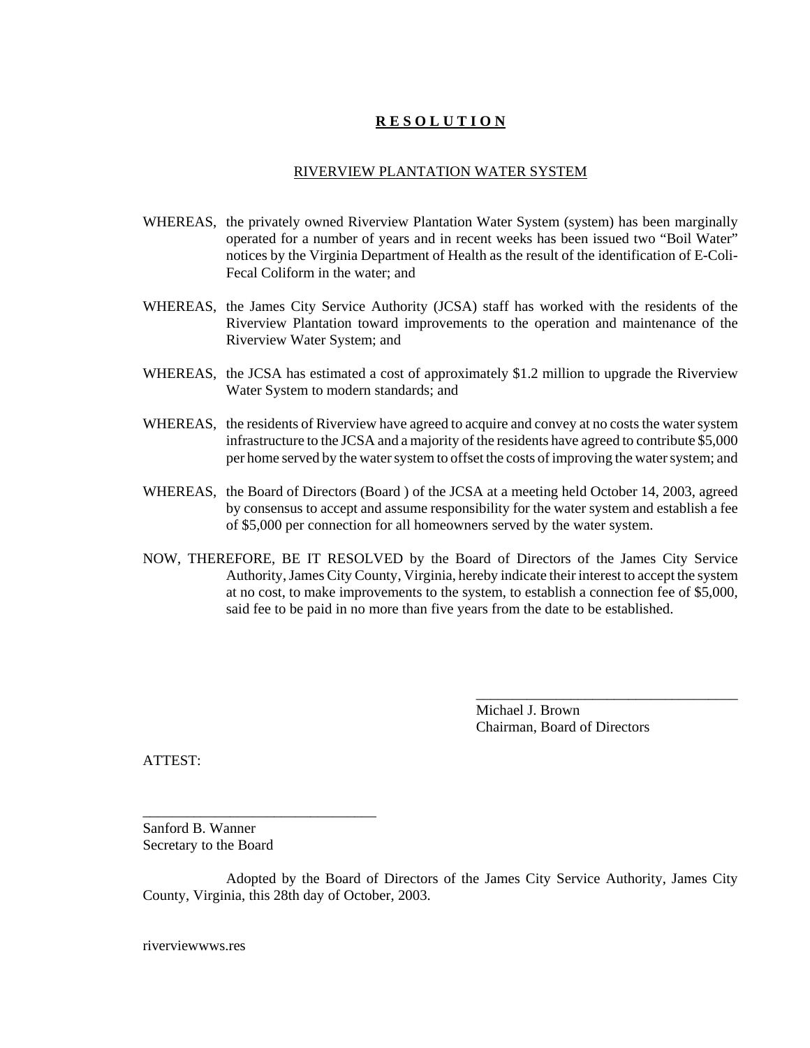# **R E S O L U T I O N**

## RIVERVIEW PLANTATION WATER SYSTEM

WHEREAS, the privately owned Riverview Plantation Water System (system) has been marginally operated for a number of years and in recent weeks has been issued two "Boil Water" notices by the Virginia Department of Health as the result of the identification of E-Coli-Fecal Coliform in the water; and

WHEREAS, the James City Service Authority (JCSA) staff has worked with the residents of the Riverview Plantation toward improvements to the operation and maintenance of the Riverview Water System; and

WHEREAS, the JCSA has estimated a cost of approximately $1.2 million to upgrade the Riverview Water System to modern standards; and

WHEREAS, the residents of Riverview have agreed to acquire and convey at no costs the water system infrastructure to the JCSA and a majority of the residents have agreed to contribute $5,000 per home served by the water system to offset the costs of improving the water system; and

WHEREAS, the Board of Directors (Board ) of the JCSA at a meeting held October 14, 2003, agreed by consensus to accept and assume responsibility for the water system and establish a fee of $5,000 per connection for all homeowners served by the water system.

NOW, THEREFORE, BE IT RESOLVED by the Board of Directors of the James City Service Authority, James City County, Virginia, hereby indicate their interest to accept the system at no cost, to make improvements to the system, to establish a connection fee of $5,000, said fee to be paid in no more than five years from the date to be established.

_____________________________________

Michael J. Brown
Chairman, Board of Directors

ATTEST:

_________________________________

Sanford B. Wanner
Secretary to the Board

Adopted by the Board of Directors of the James City Service Authority, James City County, Virginia, this 28th day of October, 2003.

riverviewwws.res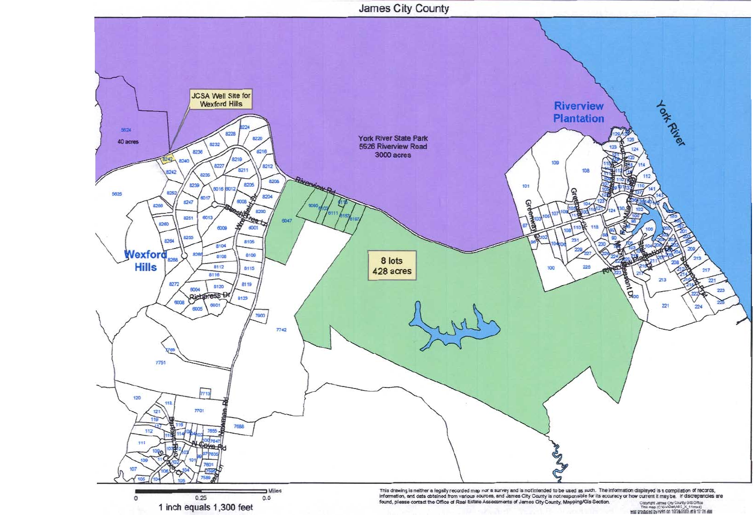# James City County

JCSA Well Site for Wexford Hills

5624
40 acres

York River State Park
5526 Riverview Road
3000 acres

Riverview Plantation

York River

Wexford Hills

8 lots
428 acres

0 0.25 0.5 Miles

1 inch equals 1,300 feet

This drawing is neither a legally recorded map nor a survey and is not intended to be used as such. The information displayed is a compilation of records, information, and data obtained from various sources, and James City County is not responsible for its accuracy or how current it may be. If discrepancies are found, please contact the Office of Real Estate Assessments of James City County, Mapping/GIS Section.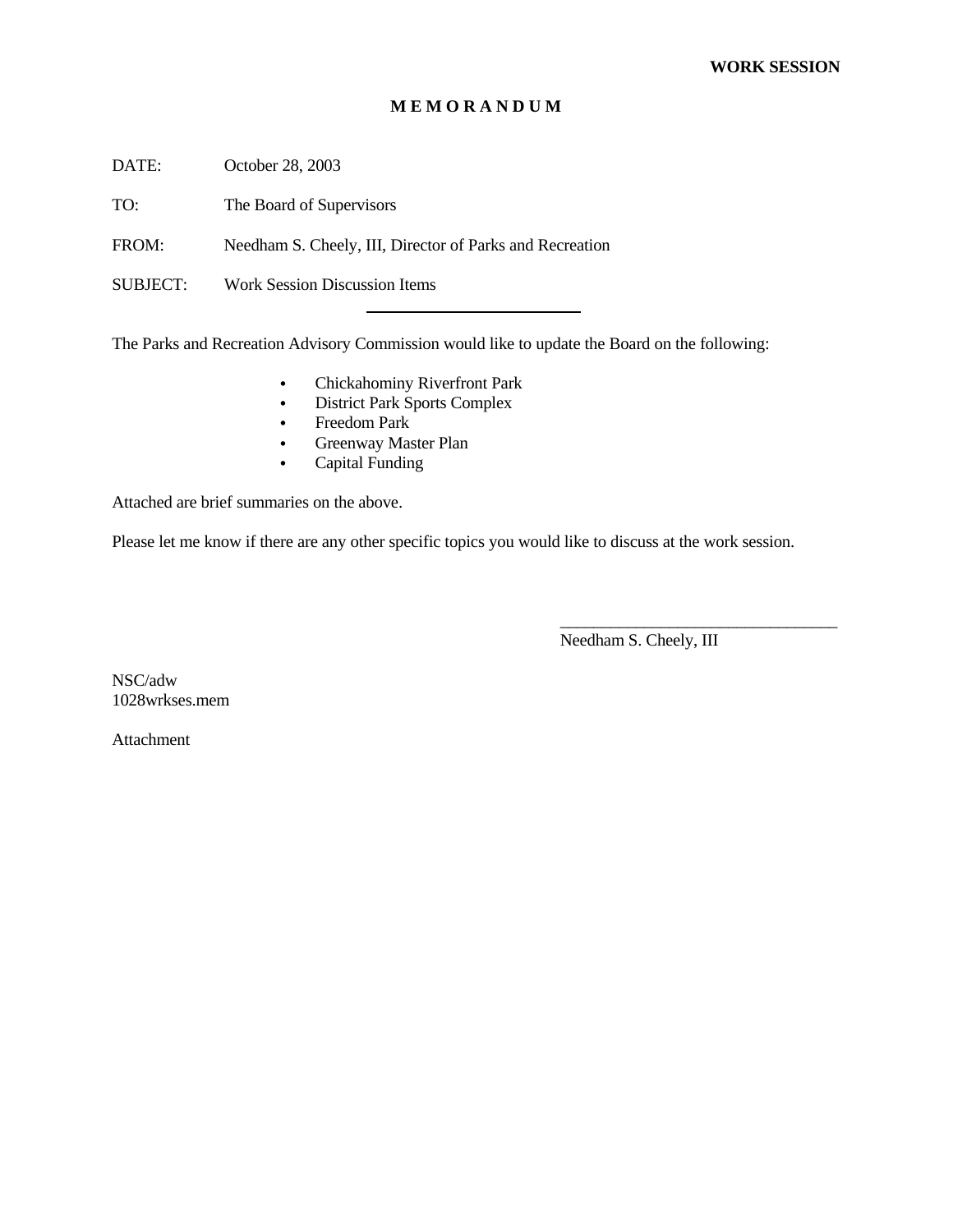**WORK SESSION**

**M E M O R A N D U M**

DATE: October 28, 2003

TO: The Board of Supervisors

FROM: Needham S. Cheely, III, Director of Parks and Recreation

SUBJECT: Work Session Discussion Items

---

The Parks and Recreation Advisory Commission would like to update the Board on the following:

- Chickahominy Riverfront Park
- District Park Sports Complex
- Freedom Park
- Greenway Master Plan
- Capital Funding

Attached are brief summaries on the above.

Please let me know if there are any other specific topics you would like to discuss at the work session.

___________________________________

Needham S. Cheely, III

NSC/adw
1028wrkses.mem

Attachment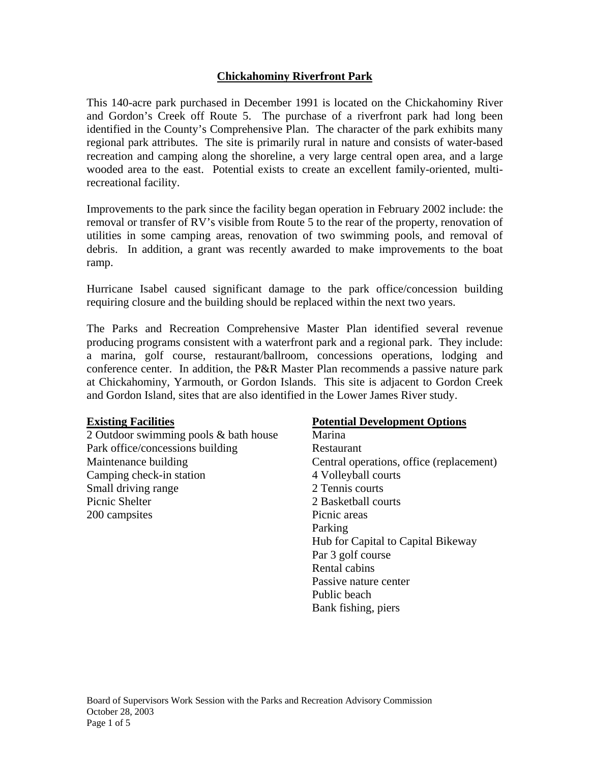## Chickahominy Riverfront Park

This 140-acre park purchased in December 1991 is located on the Chickahominy River and Gordon's Creek off Route 5. The purchase of a riverfront park had long been identified in the County's Comprehensive Plan. The character of the park exhibits many regional park attributes. The site is primarily rural in nature and consists of water-based recreation and camping along the shoreline, a very large central open area, and a large wooded area to the east. Potential exists to create an excellent family-oriented, multi-recreational facility.

Improvements to the park since the facility began operation in February 2002 include: the removal or transfer of RV's visible from Route 5 to the rear of the property, renovation of utilities in some camping areas, renovation of two swimming pools, and removal of debris. In addition, a grant was recently awarded to make improvements to the boat ramp.

Hurricane Isabel caused significant damage to the park office/concession building requiring closure and the building should be replaced within the next two years.

The Parks and Recreation Comprehensive Master Plan identified several revenue producing programs consistent with a waterfront park and a regional park. They include: a marina, golf course, restaurant/ballroom, concessions operations, lodging and conference center. In addition, the P&R Master Plan recommends a passive nature park at Chickahominy, Yarmouth, or Gordon Islands. This site is adjacent to Gordon Creek and Gordon Island, sites that are also identified in the Lower James River study.

**Existing Facilities**

- 2 Outdoor swimming pools & bath house
- Park office/concessions building
- Maintenance building
- Camping check-in station
- Small driving range
- Picnic Shelter
- 200 campsites

**Potential Development Options**

- Marina
- Restaurant
- Central operations, office (replacement)
- 4 Volleyball courts
- 2 Tennis courts
- 2 Basketball courts
- Picnic areas
- Parking
- Hub for Capital to Capital Bikeway
- Par 3 golf course
- Rental cabins
- Passive nature center
- Public beach
- Bank fishing, piers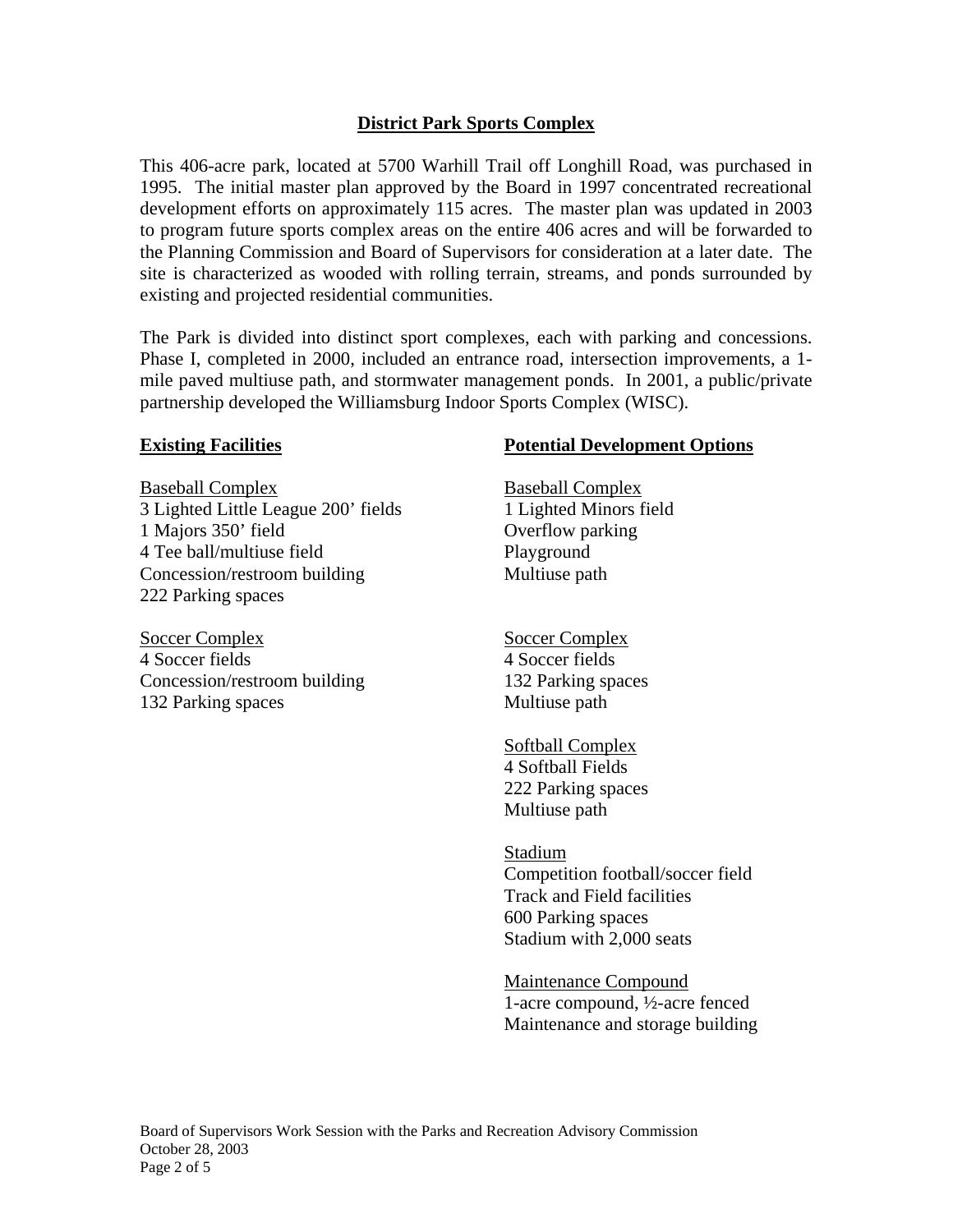## District Park Sports Complex

This 406-acre park, located at 5700 Warhill Trail off Longhill Road, was purchased in 1995. The initial master plan approved by the Board in 1997 concentrated recreational development efforts on approximately 115 acres. The master plan was updated in 2003 to program future sports complex areas on the entire 406 acres and will be forwarded to the Planning Commission and Board of Supervisors for consideration at a later date. The site is characterized as wooded with rolling terrain, streams, and ponds surrounded by existing and projected residential communities.

The Park is divided into distinct sport complexes, each with parking and concessions. Phase I, completed in 2000, included an entrance road, intersection improvements, a 1-mile paved multiuse path, and stormwater management ponds. In 2001, a public/private partnership developed the Williamsburg Indoor Sports Complex (WISC).

### Existing Facilities

Baseball Complex
3 Lighted Little League 200' fields
1 Majors 350' field
4 Tee ball/multiuse field
Concession/restroom building
222 Parking spaces

Soccer Complex
4 Soccer fields
Concession/restroom building
132 Parking spaces

### Potential Development Options

Baseball Complex
1 Lighted Minors field
Overflow parking
Playground
Multiuse path

Soccer Complex
4 Soccer fields
132 Parking spaces
Multiuse path

Softball Complex
4 Softball Fields
222 Parking spaces
Multiuse path

Stadium
Competition football/soccer field
Track and Field facilities
600 Parking spaces
Stadium with 2,000 seats

Maintenance Compound
1-acre compound, ½-acre fenced
Maintenance and storage building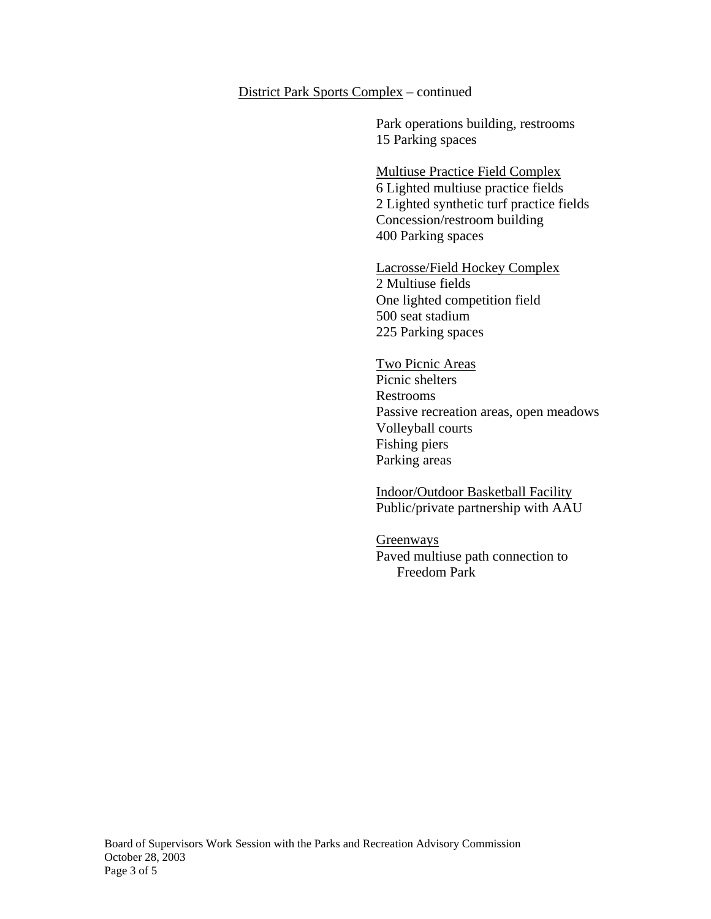<u>District Park Sports Complex</u> – continued

Park operations building, restrooms
15 Parking spaces

<u>Multiuse Practice Field Complex</u>
6 Lighted multiuse practice fields
2 Lighted synthetic turf practice fields
Concession/restroom building
400 Parking spaces

<u>Lacrosse/Field Hockey Complex</u>
2 Multiuse fields
One lighted competition field
500 seat stadium
225 Parking spaces

<u>Two Picnic Areas</u>
Picnic shelters
Restrooms
Passive recreation areas, open meadows
Volleyball courts
Fishing piers
Parking areas

<u>Indoor/Outdoor Basketball Facility</u>
Public/private partnership with AAU

<u>Greenways</u>
Paved multiuse path connection to Freedom Park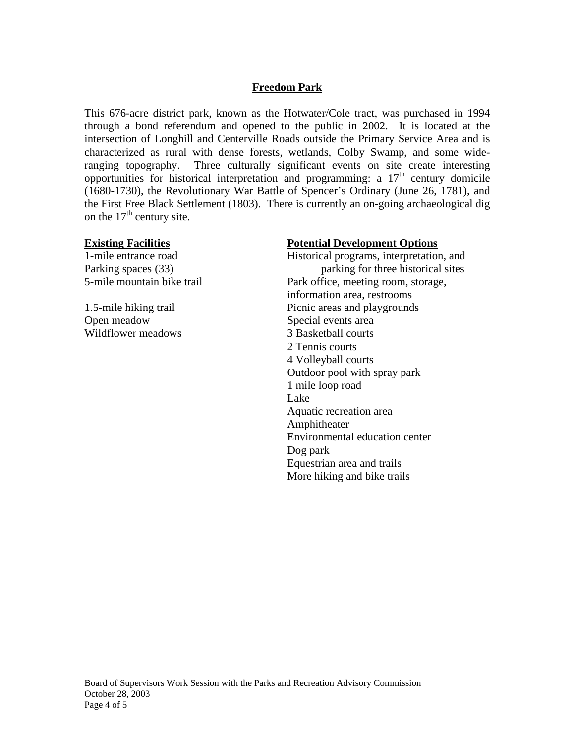## Freedom Park

This 676-acre district park, known as the Hotwater/Cole tract, was purchased in 1994 through a bond referendum and opened to the public in 2002. It is located at the intersection of Longhill and Centerville Roads outside the Primary Service Area and is characterized as rural with dense forests, wetlands, Colby Swamp, and some wide-ranging topography. Three culturally significant events on site create interesting opportunities for historical interpretation and programming: a 17th century domicile (1680-1730), the Revolutionary War Battle of Spencer's Ordinary (June 26, 1781), and the First Free Black Settlement (1803). There is currently an on-going archaeological dig on the 17th century site.

**Existing Facilities**

1-mile entrance road
Parking spaces (33)
5-mile mountain bike trail
1.5-mile hiking trail
Open meadow
Wildflower meadows

**Potential Development Options**

Historical programs, interpretation, and parking for three historical sites
Park office, meeting room, storage, information area, restrooms
Picnic areas and playgrounds
Special events area
3 Basketball courts
2 Tennis courts
4 Volleyball courts
Outdoor pool with spray park
1 mile loop road
Lake
Aquatic recreation area
Amphitheater
Environmental education center
Dog park
Equestrian area and trails
More hiking and bike trails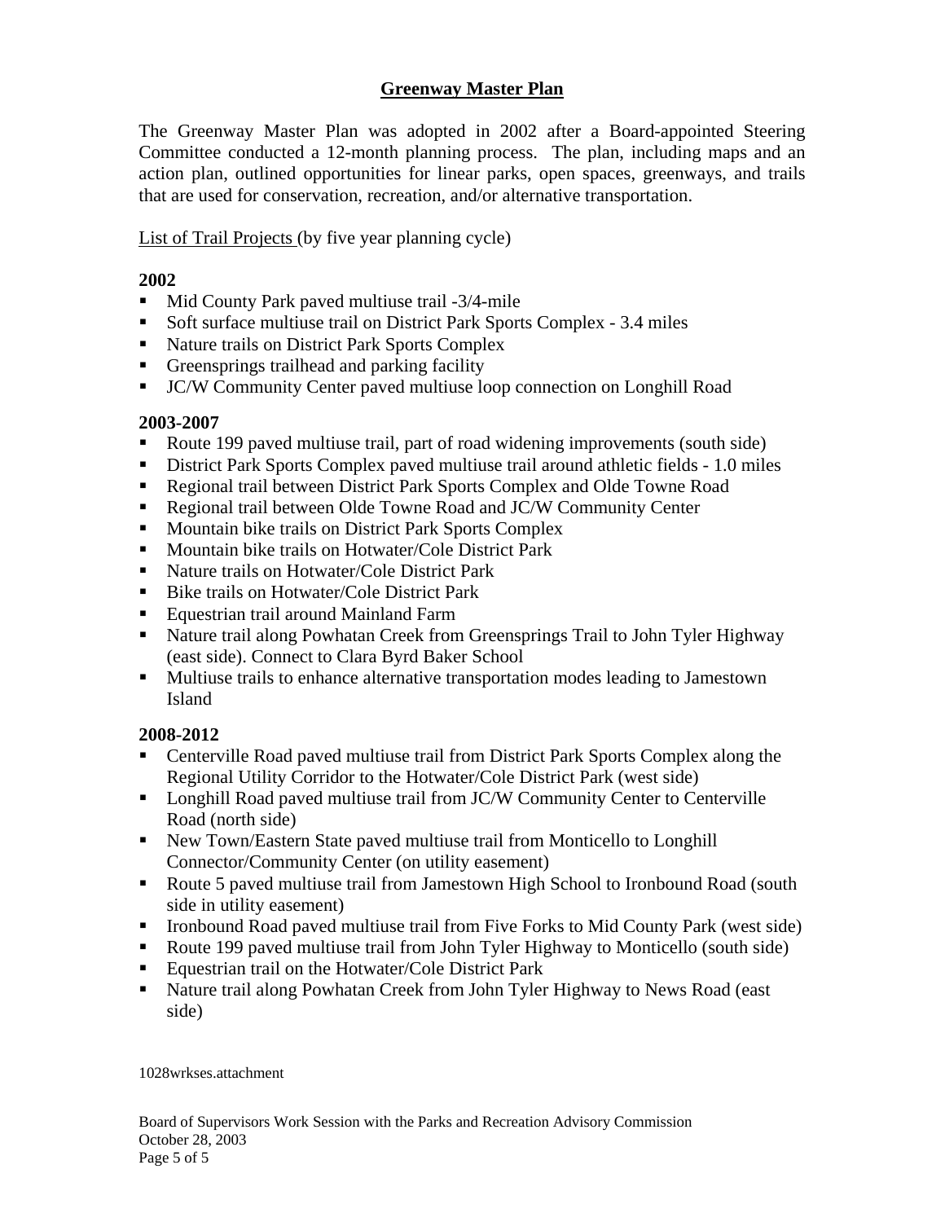## Greenway Master Plan

The Greenway Master Plan was adopted in 2002 after a Board-appointed Steering Committee conducted a 12-month planning process. The plan, including maps and an action plan, outlined opportunities for linear parks, open spaces, greenways, and trails that are used for conservation, recreation, and/or alternative transportation.

List of Trail Projects (by five year planning cycle)

**2002**

- Mid County Park paved multiuse trail -3/4-mile
- Soft surface multiuse trail on District Park Sports Complex - 3.4 miles
- Nature trails on District Park Sports Complex
- Greensprings trailhead and parking facility
- JC/W Community Center paved multiuse loop connection on Longhill Road

**2003-2007**

- Route 199 paved multiuse trail, part of road widening improvements (south side)
- District Park Sports Complex paved multiuse trail around athletic fields - 1.0 miles
- Regional trail between District Park Sports Complex and Olde Towne Road
- Regional trail between Olde Towne Road and JC/W Community Center
- Mountain bike trails on District Park Sports Complex
- Mountain bike trails on Hotwater/Cole District Park
- Nature trails on Hotwater/Cole District Park
- Bike trails on Hotwater/Cole District Park
- Equestrian trail around Mainland Farm
- Nature trail along Powhatan Creek from Greensprings Trail to John Tyler Highway (east side). Connect to Clara Byrd Baker School
- Multiuse trails to enhance alternative transportation modes leading to Jamestown Island

**2008-2012**

- Centerville Road paved multiuse trail from District Park Sports Complex along the Regional Utility Corridor to the Hotwater/Cole District Park (west side)
- Longhill Road paved multiuse trail from JC/W Community Center to Centerville Road (north side)
- New Town/Eastern State paved multiuse trail from Monticello to Longhill Connector/Community Center (on utility easement)
- Route 5 paved multiuse trail from Jamestown High School to Ironbound Road (south side in utility easement)
- Ironbound Road paved multiuse trail from Five Forks to Mid County Park (west side)
- Route 199 paved multiuse trail from John Tyler Highway to Monticello (south side)
- Equestrian trail on the Hotwater/Cole District Park
- Nature trail along Powhatan Creek from John Tyler Highway to News Road (east side)

1028wrkses.attachment